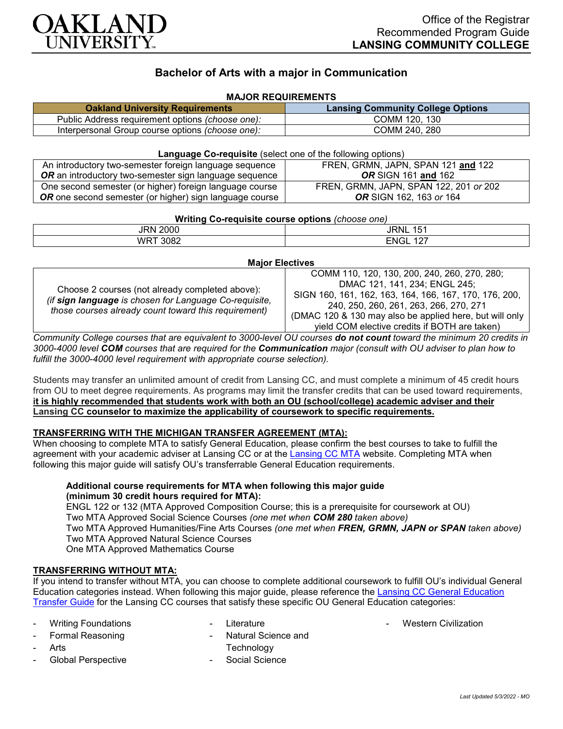OAKLAND UNIVERSITY

Office of the Registrar
Recommended Program Guide
**LANSING COMMUNITY COLLEGE**

# Bachelor of Arts with a major in Communication

## MAJOR REQUIREMENTS

| Oakland University Requirements | Lansing Community College Options |
|---|---|
| Public Address requirement options *(choose one):* | COMM 120, 130 |
| Interpersonal Group course options *(choose one):* | COMM 240, 280 |

**Language Co-requisite** (select one of the following options)

| | |
|---|---|
| An introductory two-semester foreign language sequence ***OR*** an introductory two-semester sign language sequence | FREN, GRMN, JAPN, SPAN 121 **and** 122 ***OR*** SIGN 161 **and** 162 |
| One second semester (or higher) foreign language course ***OR*** one second semester (or higher) sign language course | FREN, GRMN, JAPN, SPAN 122, 201 *or* 202 ***OR*** SIGN 162, 163 *or* 164 |

**Writing Co-requisite course options** *(choose one)*

| | |
|---|---|
| JRN 2000 | JRNL 151 |
| WRT 3082 | ENGL 127 |

**Major Electives**

| | |
|---|---|
| Choose 2 courses (not already completed above): *(if **sign language** is chosen for Language Co-requisite, those courses already count toward this requirement)* | COMM 110, 120, 130, 200, 240, 260, 270, 280; DMAC 121, 141, 234; ENGL 245; SIGN 160, 161, 162, 163, 164, 166, 167, 170, 176, 200, 240, 250, 260, 261, 263, 266, 270, 271 (DMAC 120 & 130 may also be applied here, but will only yield COM elective credits if BOTH are taken) |

*Community College courses that are equivalent to 3000-level OU courses **do not count** toward the minimum 20 credits in 3000-4000 level **COM** courses that are required for the **Communication** major (consult with OU adviser to plan how to fulfill the 3000-4000 level requirement with appropriate course selection).*

Students may transfer an unlimited amount of credit from Lansing CC, and must complete a minimum of 45 credit hours from OU to meet degree requirements. As programs may limit the transfer credits that can be used toward requirements, **it is highly recommended that students work with both an OU (school/college) academic adviser and their Lansing CC counselor to maximize the applicability of coursework to specific requirements.**

### TRANSFERRING WITH THE MICHIGAN TRANSFER AGREEMENT (MTA):

When choosing to complete MTA to satisfy General Education, please confirm the best courses to take to fulfill the agreement with your academic adviser at Lansing CC or at the Lansing CC MTA website. Completing MTA when following this major guide will satisfy OU's transferrable General Education requirements.

**Additional course requirements for MTA when following this major guide (minimum 30 credit hours required for MTA):**
ENGL 122 or 132 (MTA Approved Composition Course; this is a prerequisite for coursework at OU)
Two MTA Approved Social Science Courses *(one met when **COM 280** taken above)*
Two MTA Approved Humanities/Fine Arts Courses *(one met when **FREN, GRMN, JAPN or SPAN** taken above)*
Two MTA Approved Natural Science Courses
One MTA Approved Mathematics Course

### TRANSFERRING WITHOUT MTA:

If you intend to transfer without MTA, you can choose to complete additional coursework to fulfill OU's individual General Education categories instead. When following this major guide, please reference the Lansing CC General Education Transfer Guide for the Lansing CC courses that satisfy these specific OU General Education categories:

- Writing Foundations
- Formal Reasoning
- Arts
- Global Perspective
- Literature
- Natural Science and Technology
- Social Science
- Western Civilization

*Last Updated 5/3/2022 - MO*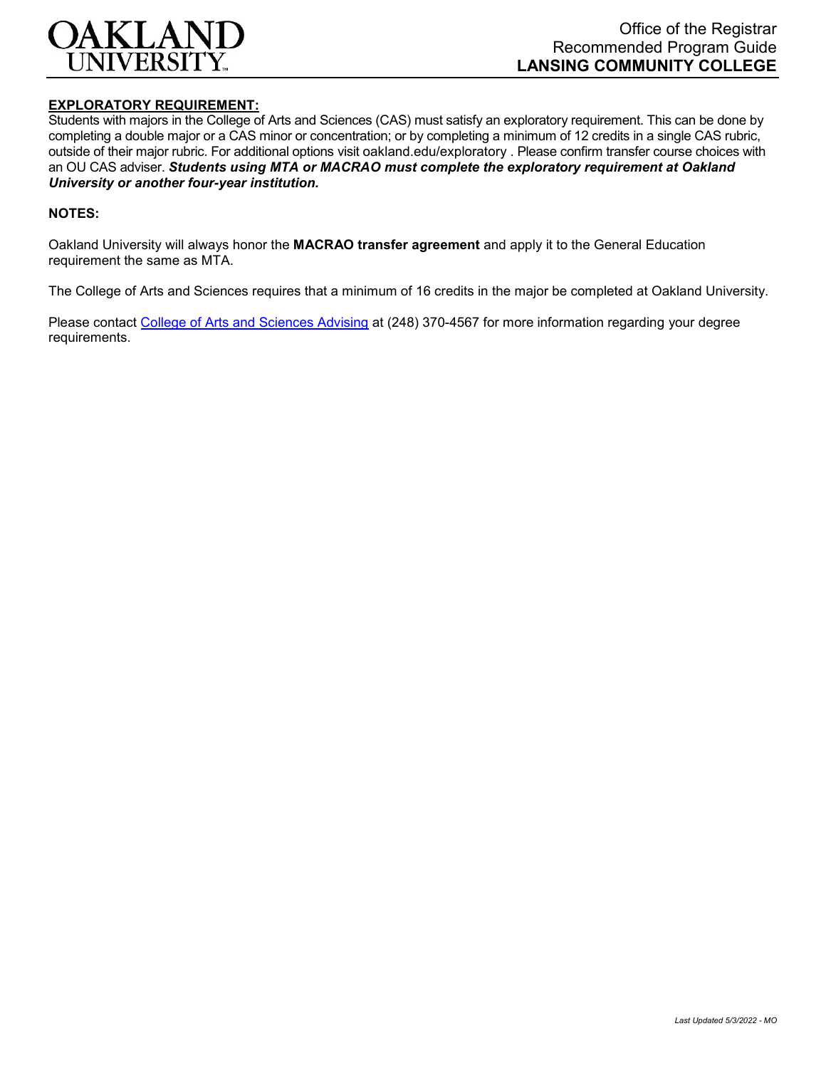**EXPLORATORY REQUIREMENT:**

Students with majors in the College of Arts and Sciences (CAS) must satisfy an exploratory requirement. This can be done by completing a double major or a CAS minor or concentration; or by completing a minimum of 12 credits in a single CAS rubric, outside of their major rubric. For additional options visit oakland.edu/exploratory . Please confirm transfer course choices with an OU CAS adviser. ***Students using MTA or MACRAO must complete the exploratory requirement at Oakland University or another four-year institution.***

**NOTES:**

Oakland University will always honor the **MACRAO transfer agreement** and apply it to the General Education requirement the same as MTA.

The College of Arts and Sciences requires that a minimum of 16 credits in the major be completed at Oakland University.

Please contact College of Arts and Sciences Advising at (248) 370-4567 for more information regarding your degree requirements.

*Last Updated 5/3/2022 - MO*